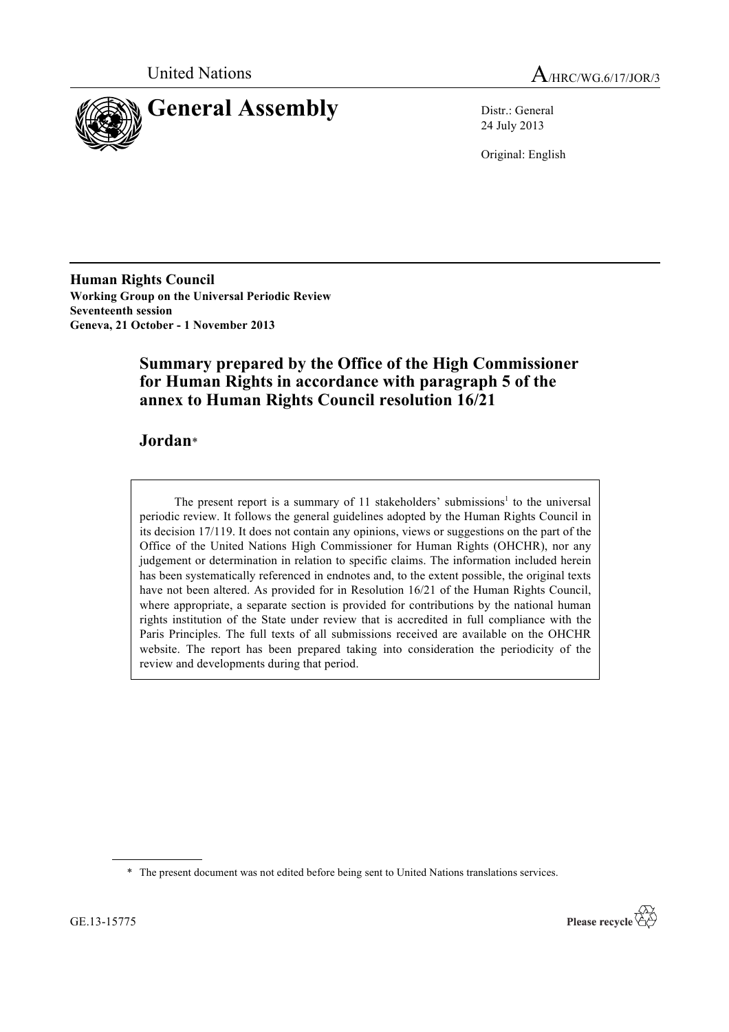United Nations A/HRC/WG.6/17/JOR/3

# General Assembly

Distr.: General
24 July 2013

Original: English

**Human Rights Council**
**Working Group on the Universal Periodic Review**
**Seventeenth session**
**Geneva, 21 October - 1 November 2013**

## Summary prepared by the Office of the High Commissioner for Human Rights in accordance with paragraph 5 of the annex to Human Rights Council resolution 16/21

## Jordan*

The present report is a summary of 11 stakeholders' submissions[1] to the universal periodic review. It follows the general guidelines adopted by the Human Rights Council in its decision 17/119. It does not contain any opinions, views or suggestions on the part of the Office of the United Nations High Commissioner for Human Rights (OHCHR), nor any judgement or determination in relation to specific claims. The information included herein has been systematically referenced in endnotes and, to the extent possible, the original texts have not been altered. As provided for in Resolution 16/21 of the Human Rights Council, where appropriate, a separate section is provided for contributions by the national human rights institution of the State under review that is accredited in full compliance with the Paris Principles. The full texts of all submissions received are available on the OHCHR website. The report has been prepared taking into consideration the periodicity of the review and developments during that period.

---

\* The present document was not edited before being sent to United Nations translations services.

GE.13-15775

Please recycle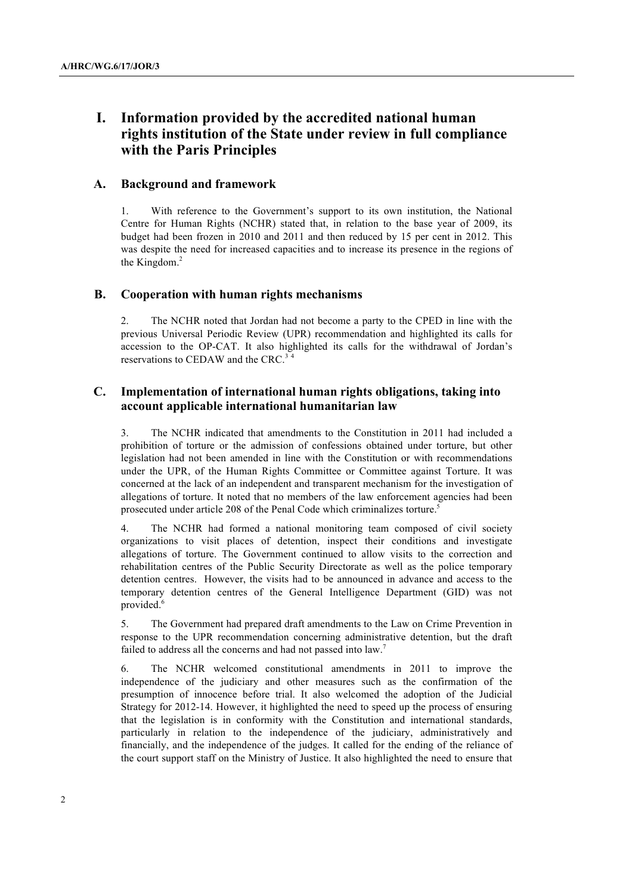# I. Information provided by the accredited national human rights institution of the State under review in full compliance with the Paris Principles

## A. Background and framework

1. With reference to the Government's support to its own institution, the National Centre for Human Rights (NCHR) stated that, in relation to the base year of 2009, its budget had been frozen in 2010 and 2011 and then reduced by 15 per cent in 2012. This was despite the need for increased capacities and to increase its presence in the regions of the Kingdom.[2]

## B. Cooperation with human rights mechanisms

2. The NCHR noted that Jordan had not become a party to the CPED in line with the previous Universal Periodic Review (UPR) recommendation and highlighted its calls for accession to the OP-CAT. It also highlighted its calls for the withdrawal of Jordan's reservations to CEDAW and the CRC.[3] [4]

## C. Implementation of international human rights obligations, taking into account applicable international humanitarian law

3. The NCHR indicated that amendments to the Constitution in 2011 had included a prohibition of torture or the admission of confessions obtained under torture, but other legislation had not been amended in line with the Constitution or with recommendations under the UPR, of the Human Rights Committee or Committee against Torture. It was concerned at the lack of an independent and transparent mechanism for the investigation of allegations of torture. It noted that no members of the law enforcement agencies had been prosecuted under article 208 of the Penal Code which criminalizes torture.[5]

4. The NCHR had formed a national monitoring team composed of civil society organizations to visit places of detention, inspect their conditions and investigate allegations of torture. The Government continued to allow visits to the correction and rehabilitation centres of the Public Security Directorate as well as the police temporary detention centres. However, the visits had to be announced in advance and access to the temporary detention centres of the General Intelligence Department (GID) was not provided.[6]

5. The Government had prepared draft amendments to the Law on Crime Prevention in response to the UPR recommendation concerning administrative detention, but the draft failed to address all the concerns and had not passed into law.[7]

6. The NCHR welcomed constitutional amendments in 2011 to improve the independence of the judiciary and other measures such as the confirmation of the presumption of innocence before trial. It also welcomed the adoption of the Judicial Strategy for 2012-14. However, it highlighted the need to speed up the process of ensuring that the legislation is in conformity with the Constitution and international standards, particularly in relation to the independence of the judiciary, administratively and financially, and the independence of the judges. It called for the ending of the reliance of the court support staff on the Ministry of Justice. It also highlighted the need to ensure that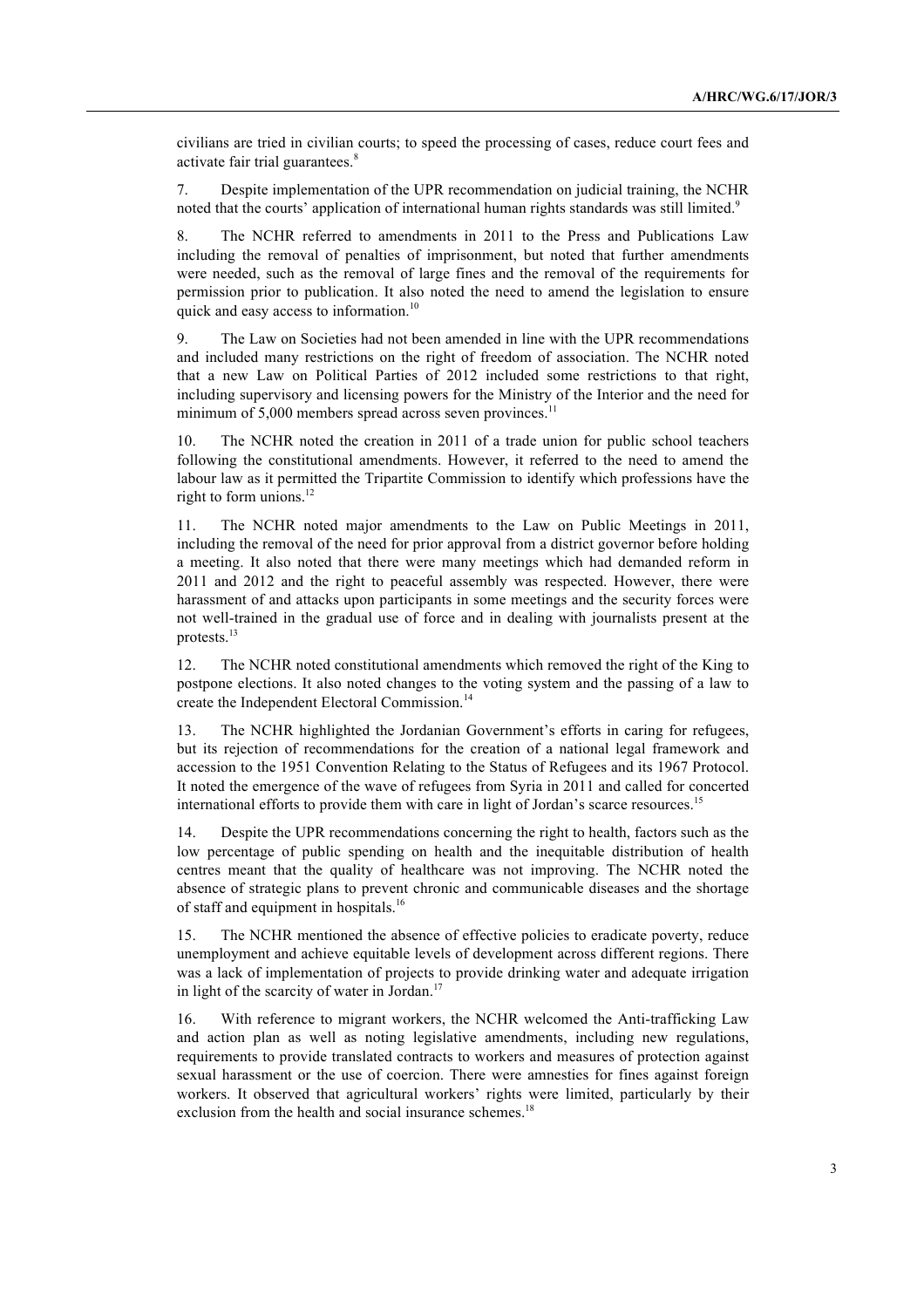civilians are tried in civilian courts; to speed the processing of cases, reduce court fees and activate fair trial guarantees.[8]

7. Despite implementation of the UPR recommendation on judicial training, the NCHR noted that the courts' application of international human rights standards was still limited.[9]

8. The NCHR referred to amendments in 2011 to the Press and Publications Law including the removal of penalties of imprisonment, but noted that further amendments were needed, such as the removal of large fines and the removal of the requirements for permission prior to publication. It also noted the need to amend the legislation to ensure quick and easy access to information.[10]

9. The Law on Societies had not been amended in line with the UPR recommendations and included many restrictions on the right of freedom of association. The NCHR noted that a new Law on Political Parties of 2012 included some restrictions to that right, including supervisory and licensing powers for the Ministry of the Interior and the need for minimum of 5,000 members spread across seven provinces.[11]

10. The NCHR noted the creation in 2011 of a trade union for public school teachers following the constitutional amendments. However, it referred to the need to amend the labour law as it permitted the Tripartite Commission to identify which professions have the right to form unions.[12]

11. The NCHR noted major amendments to the Law on Public Meetings in 2011, including the removal of the need for prior approval from a district governor before holding a meeting. It also noted that there were many meetings which had demanded reform in 2011 and 2012 and the right to peaceful assembly was respected. However, there were harassment of and attacks upon participants in some meetings and the security forces were not well-trained in the gradual use of force and in dealing with journalists present at the protests.[13]

12. The NCHR noted constitutional amendments which removed the right of the King to postpone elections. It also noted changes to the voting system and the passing of a law to create the Independent Electoral Commission.[14]

13. The NCHR highlighted the Jordanian Government's efforts in caring for refugees, but its rejection of recommendations for the creation of a national legal framework and accession to the 1951 Convention Relating to the Status of Refugees and its 1967 Protocol. It noted the emergence of the wave of refugees from Syria in 2011 and called for concerted international efforts to provide them with care in light of Jordan's scarce resources.[15]

14. Despite the UPR recommendations concerning the right to health, factors such as the low percentage of public spending on health and the inequitable distribution of health centres meant that the quality of healthcare was not improving. The NCHR noted the absence of strategic plans to prevent chronic and communicable diseases and the shortage of staff and equipment in hospitals.[16]

15. The NCHR mentioned the absence of effective policies to eradicate poverty, reduce unemployment and achieve equitable levels of development across different regions. There was a lack of implementation of projects to provide drinking water and adequate irrigation in light of the scarcity of water in Jordan.[17]

16. With reference to migrant workers, the NCHR welcomed the Anti-trafficking Law and action plan as well as noting legislative amendments, including new regulations, requirements to provide translated contracts to workers and measures of protection against sexual harassment or the use of coercion. There were amnesties for fines against foreign workers. It observed that agricultural workers' rights were limited, particularly by their exclusion from the health and social insurance schemes.[18]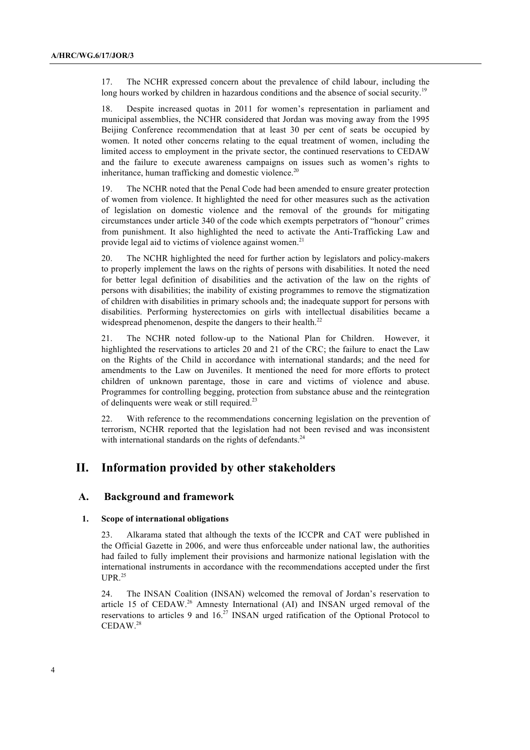17. The NCHR expressed concern about the prevalence of child labour, including the long hours worked by children in hazardous conditions and the absence of social security.[19]

18. Despite increased quotas in 2011 for women's representation in parliament and municipal assemblies, the NCHR considered that Jordan was moving away from the 1995 Beijing Conference recommendation that at least 30 per cent of seats be occupied by women. It noted other concerns relating to the equal treatment of women, including the limited access to employment in the private sector, the continued reservations to CEDAW and the failure to execute awareness campaigns on issues such as women's rights to inheritance, human trafficking and domestic violence.[20]

19. The NCHR noted that the Penal Code had been amended to ensure greater protection of women from violence. It highlighted the need for other measures such as the activation of legislation on domestic violence and the removal of the grounds for mitigating circumstances under article 340 of the code which exempts perpetrators of "honour" crimes from punishment. It also highlighted the need to activate the Anti-Trafficking Law and provide legal aid to victims of violence against women.[21]

20. The NCHR highlighted the need for further action by legislators and policy-makers to properly implement the laws on the rights of persons with disabilities. It noted the need for better legal definition of disabilities and the activation of the law on the rights of persons with disabilities; the inability of existing programmes to remove the stigmatization of children with disabilities in primary schools and; the inadequate support for persons with disabilities. Performing hysterectomies on girls with intellectual disabilities became a widespread phenomenon, despite the dangers to their health.[22]

21. The NCHR noted follow-up to the National Plan for Children. However, it highlighted the reservations to articles 20 and 21 of the CRC; the failure to enact the Law on the Rights of the Child in accordance with international standards; and the need for amendments to the Law on Juveniles. It mentioned the need for more efforts to protect children of unknown parentage, those in care and victims of violence and abuse. Programmes for controlling begging, protection from substance abuse and the reintegration of delinquents were weak or still required.[23]

22. With reference to the recommendations concerning legislation on the prevention of terrorism, NCHR reported that the legislation had not been revised and was inconsistent with international standards on the rights of defendants.[24]

# II. Information provided by other stakeholders

## A. Background and framework

### 1. Scope of international obligations

23. Alkarama stated that although the texts of the ICCPR and CAT were published in the Official Gazette in 2006, and were thus enforceable under national law, the authorities had failed to fully implement their provisions and harmonize national legislation with the international instruments in accordance with the recommendations accepted under the first UPR.[25]

24. The INSAN Coalition (INSAN) welcomed the removal of Jordan's reservation to article 15 of CEDAW.[26] Amnesty International (AI) and INSAN urged removal of the reservations to articles 9 and 16.[27] INSAN urged ratification of the Optional Protocol to CEDAW.[28]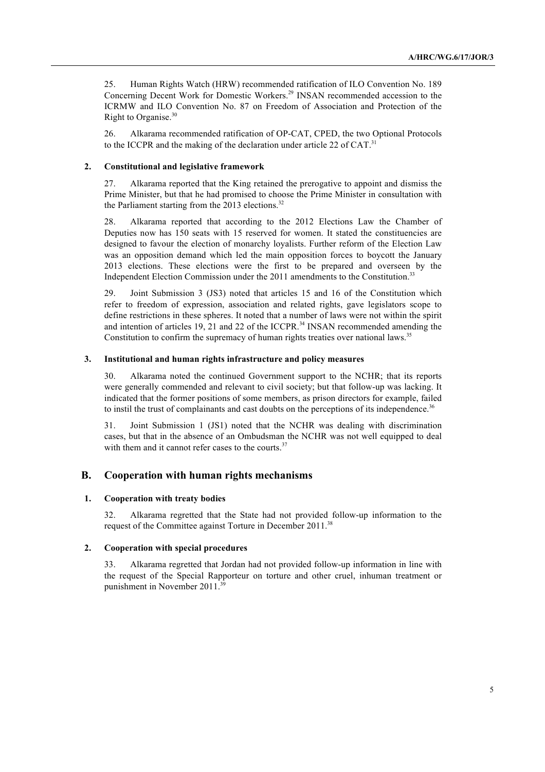25. Human Rights Watch (HRW) recommended ratification of ILO Convention No. 189 Concerning Decent Work for Domestic Workers.[29] INSAN recommended accession to the ICRMW and ILO Convention No. 87 on Freedom of Association and Protection of the Right to Organise.[30]

26. Alkarama recommended ratification of OP-CAT, CPED, the two Optional Protocols to the ICCPR and the making of the declaration under article 22 of CAT.[31]

### 2. Constitutional and legislative framework

27. Alkarama reported that the King retained the prerogative to appoint and dismiss the Prime Minister, but that he had promised to choose the Prime Minister in consultation with the Parliament starting from the 2013 elections.[32]

28. Alkarama reported that according to the 2012 Elections Law the Chamber of Deputies now has 150 seats with 15 reserved for women. It stated the constituencies are designed to favour the election of monarchy loyalists. Further reform of the Election Law was an opposition demand which led the main opposition forces to boycott the January 2013 elections. These elections were the first to be prepared and overseen by the Independent Election Commission under the 2011 amendments to the Constitution.[33]

29. Joint Submission 3 (JS3) noted that articles 15 and 16 of the Constitution which refer to freedom of expression, association and related rights, gave legislators scope to define restrictions in these spheres. It noted that a number of laws were not within the spirit and intention of articles 19, 21 and 22 of the ICCPR.[34] INSAN recommended amending the Constitution to confirm the supremacy of human rights treaties over national laws.[35]

### 3. Institutional and human rights infrastructure and policy measures

30. Alkarama noted the continued Government support to the NCHR; that its reports were generally commended and relevant to civil society; but that follow-up was lacking. It indicated that the former positions of some members, as prison directors for example, failed to instil the trust of complainants and cast doubts on the perceptions of its independence.[36]

31. Joint Submission 1 (JS1) noted that the NCHR was dealing with discrimination cases, but that in the absence of an Ombudsman the NCHR was not well equipped to deal with them and it cannot refer cases to the courts.[37]

## B. Cooperation with human rights mechanisms

### 1. Cooperation with treaty bodies

32. Alkarama regretted that the State had not provided follow-up information to the request of the Committee against Torture in December 2011.[38]

### 2. Cooperation with special procedures

33. Alkarama regretted that Jordan had not provided follow-up information in line with the request of the Special Rapporteur on torture and other cruel, inhuman treatment or punishment in November 2011.[39]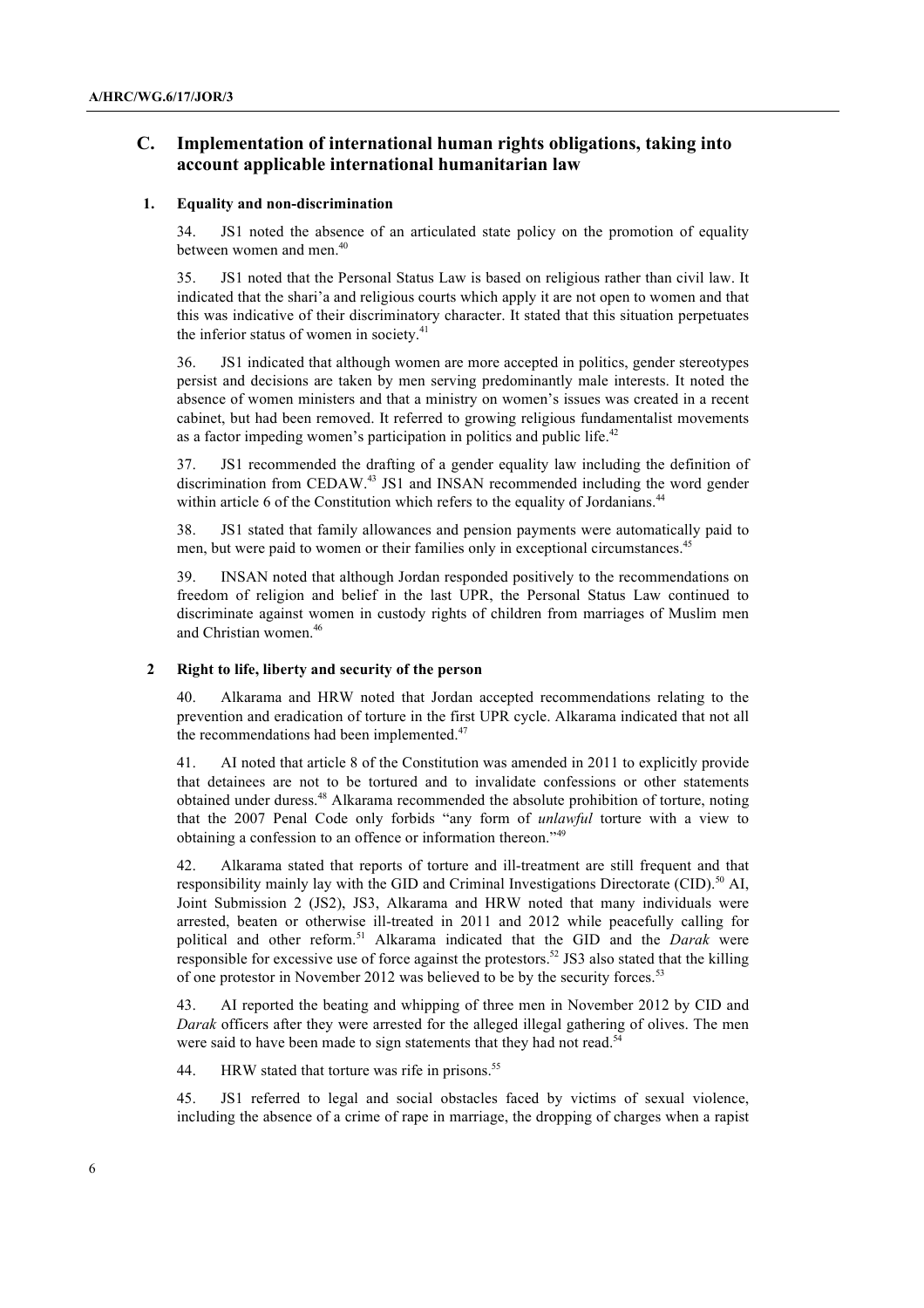## C. Implementation of international human rights obligations, taking into account applicable international humanitarian law

### 1. Equality and non-discrimination

34. JS1 noted the absence of an articulated state policy on the promotion of equality between women and men.[40]

35. JS1 noted that the Personal Status Law is based on religious rather than civil law. It indicated that the shari'a and religious courts which apply it are not open to women and that this was indicative of their discriminatory character. It stated that this situation perpetuates the inferior status of women in society.[41]

36. JS1 indicated that although women are more accepted in politics, gender stereotypes persist and decisions are taken by men serving predominantly male interests. It noted the absence of women ministers and that a ministry on women's issues was created in a recent cabinet, but had been removed. It referred to growing religious fundamentalist movements as a factor impeding women's participation in politics and public life.[42]

37. JS1 recommended the drafting of a gender equality law including the definition of discrimination from CEDAW.[43] JS1 and INSAN recommended including the word gender within article 6 of the Constitution which refers to the equality of Jordanians.[44]

38. JS1 stated that family allowances and pension payments were automatically paid to men, but were paid to women or their families only in exceptional circumstances.[45]

39. INSAN noted that although Jordan responded positively to the recommendations on freedom of religion and belief in the last UPR, the Personal Status Law continued to discriminate against women in custody rights of children from marriages of Muslim men and Christian women.[46]

### 2 Right to life, liberty and security of the person

40. Alkarama and HRW noted that Jordan accepted recommendations relating to the prevention and eradication of torture in the first UPR cycle. Alkarama indicated that not all the recommendations had been implemented.[47]

41. AI noted that article 8 of the Constitution was amended in 2011 to explicitly provide that detainees are not to be tortured and to invalidate confessions or other statements obtained under duress.[48] Alkarama recommended the absolute prohibition of torture, noting that the 2007 Penal Code only forbids "any form of *unlawful* torture with a view to obtaining a confession to an offence or information thereon."[49]

42. Alkarama stated that reports of torture and ill-treatment are still frequent and that responsibility mainly lay with the GID and Criminal Investigations Directorate (CID).[50] AI, Joint Submission 2 (JS2), JS3, Alkarama and HRW noted that many individuals were arrested, beaten or otherwise ill-treated in 2011 and 2012 while peacefully calling for political and other reform.[51] Alkarama indicated that the GID and the *Darak* were responsible for excessive use of force against the protestors.[52] JS3 also stated that the killing of one protestor in November 2012 was believed to be by the security forces.[53]

43. AI reported the beating and whipping of three men in November 2012 by CID and *Darak* officers after they were arrested for the alleged illegal gathering of olives. The men were said to have been made to sign statements that they had not read.[54]

44. HRW stated that torture was rife in prisons.[55]

45. JS1 referred to legal and social obstacles faced by victims of sexual violence, including the absence of a crime of rape in marriage, the dropping of charges when a rapist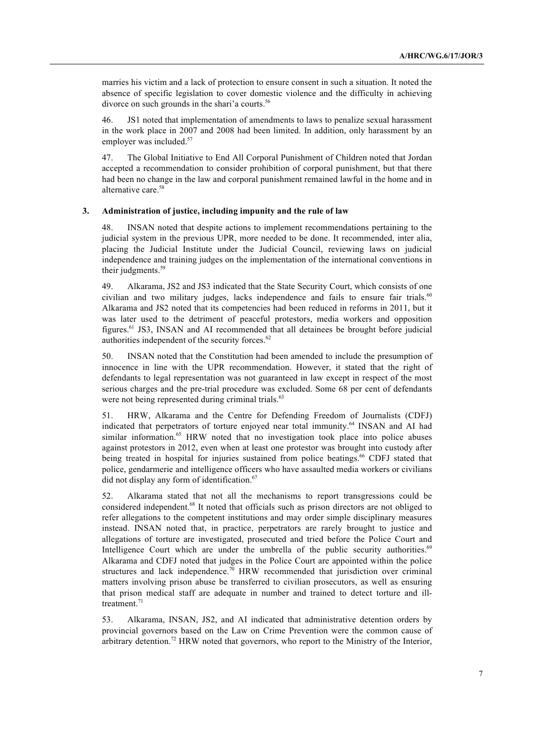marries his victim and a lack of protection to ensure consent in such a situation. It noted the absence of specific legislation to cover domestic violence and the difficulty in achieving divorce on such grounds in the shari'a courts.[56]

46. JS1 noted that implementation of amendments to laws to penalize sexual harassment in the work place in 2007 and 2008 had been limited. In addition, only harassment by an employer was included.[57]

47. The Global Initiative to End All Corporal Punishment of Children noted that Jordan accepted a recommendation to consider prohibition of corporal punishment, but that there had been no change in the law and corporal punishment remained lawful in the home and in alternative care.[58]

### 3. Administration of justice, including impunity and the rule of law

48. INSAN noted that despite actions to implement recommendations pertaining to the judicial system in the previous UPR, more needed to be done. It recommended, inter alia, placing the Judicial Institute under the Judicial Council, reviewing laws on judicial independence and training judges on the implementation of the international conventions in their judgments.[59]

49. Alkarama, JS2 and JS3 indicated that the State Security Court, which consists of one civilian and two military judges, lacks independence and fails to ensure fair trials.[60] Alkarama and JS2 noted that its competencies had been reduced in reforms in 2011, but it was later used to the detriment of peaceful protestors, media workers and opposition figures.[61] JS3, INSAN and AI recommended that all detainees be brought before judicial authorities independent of the security forces.[62]

50. INSAN noted that the Constitution had been amended to include the presumption of innocence in line with the UPR recommendation. However, it stated that the right of defendants to legal representation was not guaranteed in law except in respect of the most serious charges and the pre-trial procedure was excluded. Some 68 per cent of defendants were not being represented during criminal trials.[63]

51. HRW, Alkarama and the Centre for Defending Freedom of Journalists (CDFJ) indicated that perpetrators of torture enjoyed near total immunity.[64] INSAN and AI had similar information.[65] HRW noted that no investigation took place into police abuses against protestors in 2012, even when at least one protestor was brought into custody after being treated in hospital for injuries sustained from police beatings.[66] CDFJ stated that police, gendarmerie and intelligence officers who have assaulted media workers or civilians did not display any form of identification.[67]

52. Alkarama stated that not all the mechanisms to report transgressions could be considered independent.[68] It noted that officials such as prison directors are not obliged to refer allegations to the competent institutions and may order simple disciplinary measures instead. INSAN noted that, in practice, perpetrators are rarely brought to justice and allegations of torture are investigated, prosecuted and tried before the Police Court and Intelligence Court which are under the umbrella of the public security authorities.[69] Alkarama and CDFJ noted that judges in the Police Court are appointed within the police structures and lack independence.[70] HRW recommended that jurisdiction over criminal matters involving prison abuse be transferred to civilian prosecutors, as well as ensuring that prison medical staff are adequate in number and trained to detect torture and ill-treatment.[71]

53. Alkarama, INSAN, JS2, and AI indicated that administrative detention orders by provincial governors based on the Law on Crime Prevention were the common cause of arbitrary detention.[72] HRW noted that governors, who report to the Ministry of the Interior,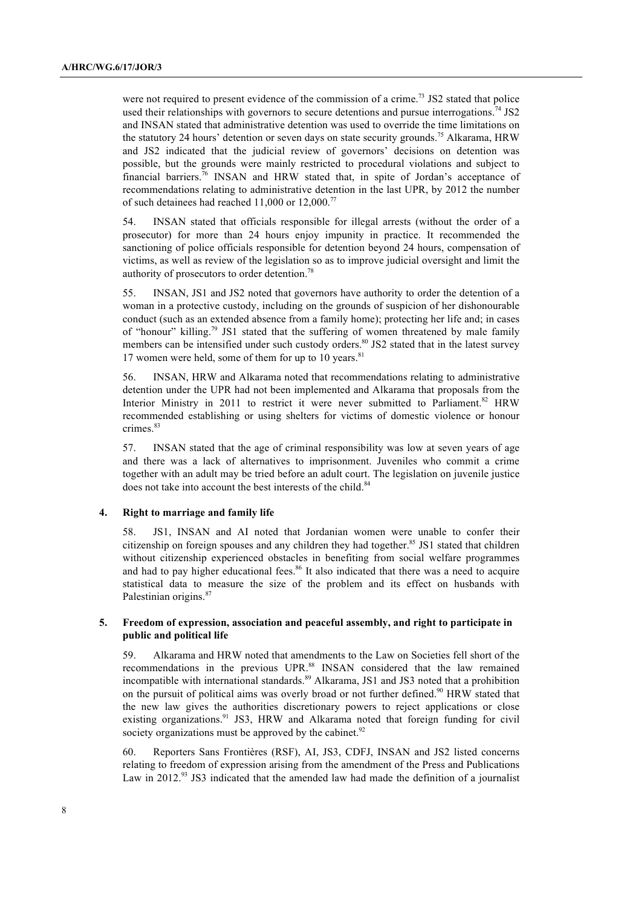were not required to present evidence of the commission of a crime.[73] JS2 stated that police used their relationships with governors to secure detentions and pursue interrogations.[74] JS2 and INSAN stated that administrative detention was used to override the time limitations on the statutory 24 hours' detention or seven days on state security grounds.[75] Alkarama, HRW and JS2 indicated that the judicial review of governors' decisions on detention was possible, but the grounds were mainly restricted to procedural violations and subject to financial barriers.[76] INSAN and HRW stated that, in spite of Jordan's acceptance of recommendations relating to administrative detention in the last UPR, by 2012 the number of such detainees had reached 11,000 or 12,000.[77]

54. INSAN stated that officials responsible for illegal arrests (without the order of a prosecutor) for more than 24 hours enjoy impunity in practice. It recommended the sanctioning of police officials responsible for detention beyond 24 hours, compensation of victims, as well as review of the legislation so as to improve judicial oversight and limit the authority of prosecutors to order detention.[78]

55. INSAN, JS1 and JS2 noted that governors have authority to order the detention of a woman in a protective custody, including on the grounds of suspicion of her dishonourable conduct (such as an extended absence from a family home); protecting her life and; in cases of "honour" killing.[79] JS1 stated that the suffering of women threatened by male family members can be intensified under such custody orders.[80] JS2 stated that in the latest survey 17 women were held, some of them for up to 10 years.[81]

56. INSAN, HRW and Alkarama noted that recommendations relating to administrative detention under the UPR had not been implemented and Alkarama that proposals from the Interior Ministry in 2011 to restrict it were never submitted to Parliament.[82] HRW recommended establishing or using shelters for victims of domestic violence or honour crimes.[83]

57. INSAN stated that the age of criminal responsibility was low at seven years of age and there was a lack of alternatives to imprisonment. Juveniles who commit a crime together with an adult may be tried before an adult court. The legislation on juvenile justice does not take into account the best interests of the child.[84]

### 4. Right to marriage and family life

58. JS1, INSAN and AI noted that Jordanian women were unable to confer their citizenship on foreign spouses and any children they had together.[85] JS1 stated that children without citizenship experienced obstacles in benefiting from social welfare programmes and had to pay higher educational fees.[86] It also indicated that there was a need to acquire statistical data to measure the size of the problem and its effect on husbands with Palestinian origins.[87]

### 5. Freedom of expression, association and peaceful assembly, and right to participate in public and political life

59. Alkarama and HRW noted that amendments to the Law on Societies fell short of the recommendations in the previous UPR.[88] INSAN considered that the law remained incompatible with international standards.[89] Alkarama, JS1 and JS3 noted that a prohibition on the pursuit of political aims was overly broad or not further defined.[90] HRW stated that the new law gives the authorities discretionary powers to reject applications or close existing organizations.[91] JS3, HRW and Alkarama noted that foreign funding for civil society organizations must be approved by the cabinet.[92]

60. Reporters Sans Frontières (RSF), AI, JS3, CDFJ, INSAN and JS2 listed concerns relating to freedom of expression arising from the amendment of the Press and Publications Law in 2012.[93] JS3 indicated that the amended law had made the definition of a journalist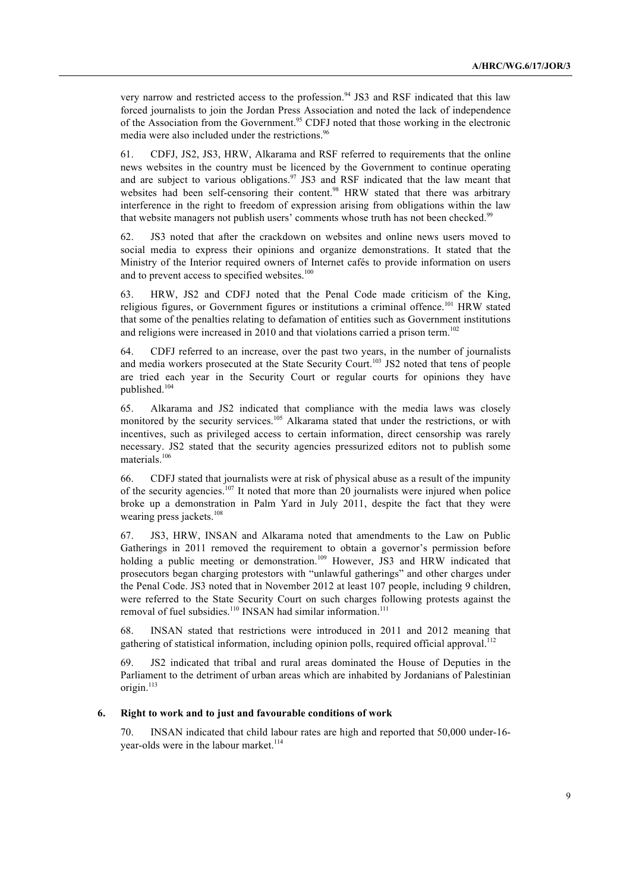very narrow and restricted access to the profession.[94] JS3 and RSF indicated that this law forced journalists to join the Jordan Press Association and noted the lack of independence of the Association from the Government.[95] CDFJ noted that those working in the electronic media were also included under the restrictions.[96]

61. CDFJ, JS2, JS3, HRW, Alkarama and RSF referred to requirements that the online news websites in the country must be licenced by the Government to continue operating and are subject to various obligations.[97] JS3 and RSF indicated that the law meant that websites had been self-censoring their content.[98] HRW stated that there was arbitrary interference in the right to freedom of expression arising from obligations within the law that website managers not publish users' comments whose truth has not been checked.[99]

62. JS3 noted that after the crackdown on websites and online news users moved to social media to express their opinions and organize demonstrations. It stated that the Ministry of the Interior required owners of Internet cafés to provide information on users and to prevent access to specified websites.[100]

63. HRW, JS2 and CDFJ noted that the Penal Code made criticism of the King, religious figures, or Government figures or institutions a criminal offence.[101] HRW stated that some of the penalties relating to defamation of entities such as Government institutions and religions were increased in 2010 and that violations carried a prison term.[102]

64. CDFJ referred to an increase, over the past two years, in the number of journalists and media workers prosecuted at the State Security Court.[103] JS2 noted that tens of people are tried each year in the Security Court or regular courts for opinions they have published.[104]

65. Alkarama and JS2 indicated that compliance with the media laws was closely monitored by the security services.[105] Alkarama stated that under the restrictions, or with incentives, such as privileged access to certain information, direct censorship was rarely necessary. JS2 stated that the security agencies pressurized editors not to publish some materials.[106]

66. CDFJ stated that journalists were at risk of physical abuse as a result of the impunity of the security agencies.[107] It noted that more than 20 journalists were injured when police broke up a demonstration in Palm Yard in July 2011, despite the fact that they were wearing press jackets.[108]

67. JS3, HRW, INSAN and Alkarama noted that amendments to the Law on Public Gatherings in 2011 removed the requirement to obtain a governor's permission before holding a public meeting or demonstration.[109] However, JS3 and HRW indicated that prosecutors began charging protestors with "unlawful gatherings" and other charges under the Penal Code. JS3 noted that in November 2012 at least 107 people, including 9 children, were referred to the State Security Court on such charges following protests against the removal of fuel subsidies.[110] INSAN had similar information.[111]

68. INSAN stated that restrictions were introduced in 2011 and 2012 meaning that gathering of statistical information, including opinion polls, required official approval.[112]

69. JS2 indicated that tribal and rural areas dominated the House of Deputies in the Parliament to the detriment of urban areas which are inhabited by Jordanians of Palestinian origin.[113]

### 6. Right to work and to just and favourable conditions of work

70. INSAN indicated that child labour rates are high and reported that 50,000 under-16-year-olds were in the labour market.[114]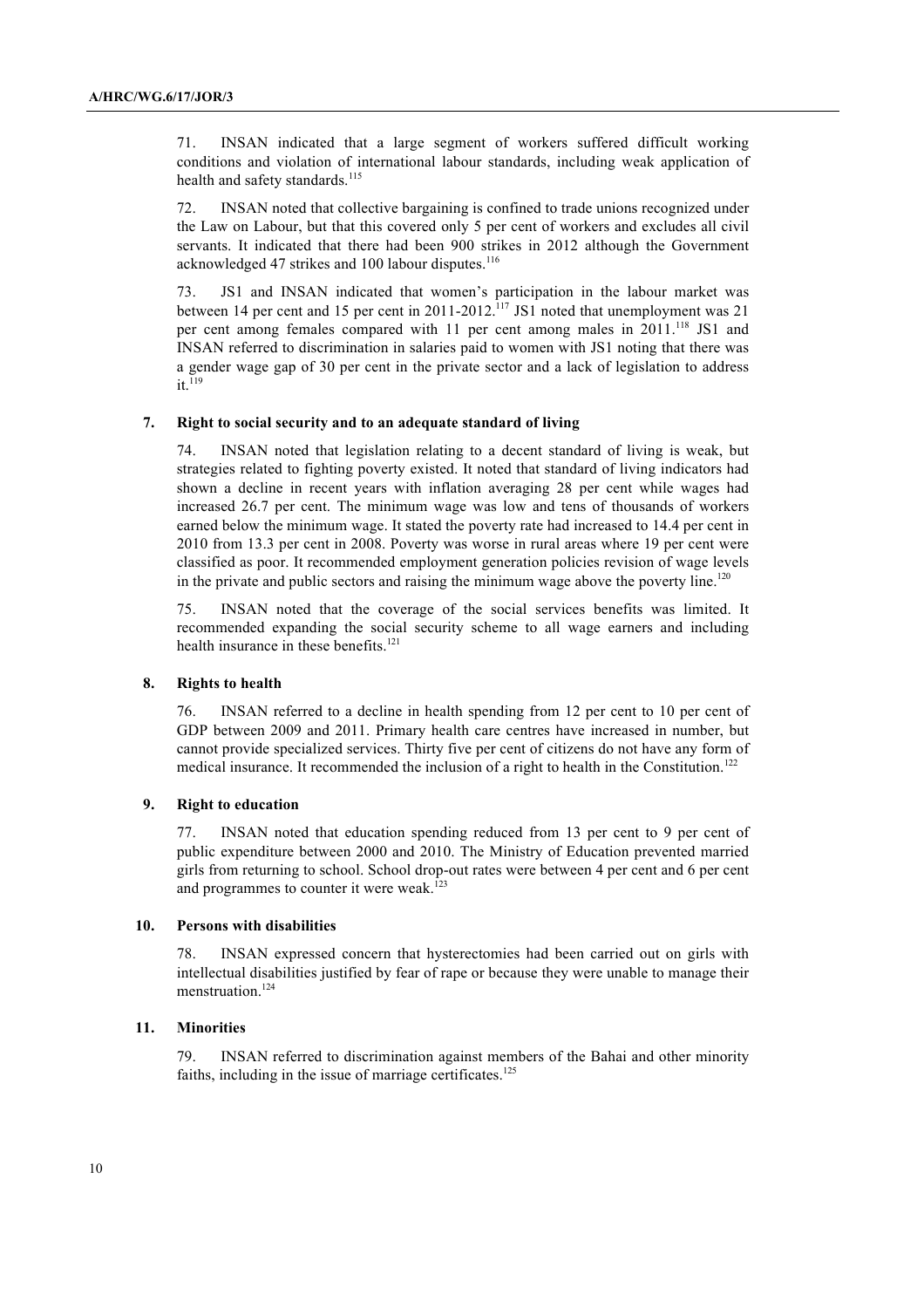71. INSAN indicated that a large segment of workers suffered difficult working conditions and violation of international labour standards, including weak application of health and safety standards.[115]

72. INSAN noted that collective bargaining is confined to trade unions recognized under the Law on Labour, but that this covered only 5 per cent of workers and excludes all civil servants. It indicated that there had been 900 strikes in 2012 although the Government acknowledged 47 strikes and 100 labour disputes.[116]

73. JS1 and INSAN indicated that women's participation in the labour market was between 14 per cent and 15 per cent in 2011-2012.[117] JS1 noted that unemployment was 21 per cent among females compared with 11 per cent among males in 2011.[118] JS1 and INSAN referred to discrimination in salaries paid to women with JS1 noting that there was a gender wage gap of 30 per cent in the private sector and a lack of legislation to address it.[119]

### 7. Right to social security and to an adequate standard of living

74. INSAN noted that legislation relating to a decent standard of living is weak, but strategies related to fighting poverty existed. It noted that standard of living indicators had shown a decline in recent years with inflation averaging 28 per cent while wages had increased 26.7 per cent. The minimum wage was low and tens of thousands of workers earned below the minimum wage. It stated the poverty rate had increased to 14.4 per cent in 2010 from 13.3 per cent in 2008. Poverty was worse in rural areas where 19 per cent were classified as poor. It recommended employment generation policies revision of wage levels in the private and public sectors and raising the minimum wage above the poverty line.[120]

75. INSAN noted that the coverage of the social services benefits was limited. It recommended expanding the social security scheme to all wage earners and including health insurance in these benefits.[121]

### 8. Rights to health

76. INSAN referred to a decline in health spending from 12 per cent to 10 per cent of GDP between 2009 and 2011. Primary health care centres have increased in number, but cannot provide specialized services. Thirty five per cent of citizens do not have any form of medical insurance. It recommended the inclusion of a right to health in the Constitution.[122]

### 9. Right to education

77. INSAN noted that education spending reduced from 13 per cent to 9 per cent of public expenditure between 2000 and 2010. The Ministry of Education prevented married girls from returning to school. School drop-out rates were between 4 per cent and 6 per cent and programmes to counter it were weak.[123]

### 10. Persons with disabilities

78. INSAN expressed concern that hysterectomies had been carried out on girls with intellectual disabilities justified by fear of rape or because they were unable to manage their menstruation.[124]

### 11. Minorities

79. INSAN referred to discrimination against members of the Bahai and other minority faiths, including in the issue of marriage certificates.[125]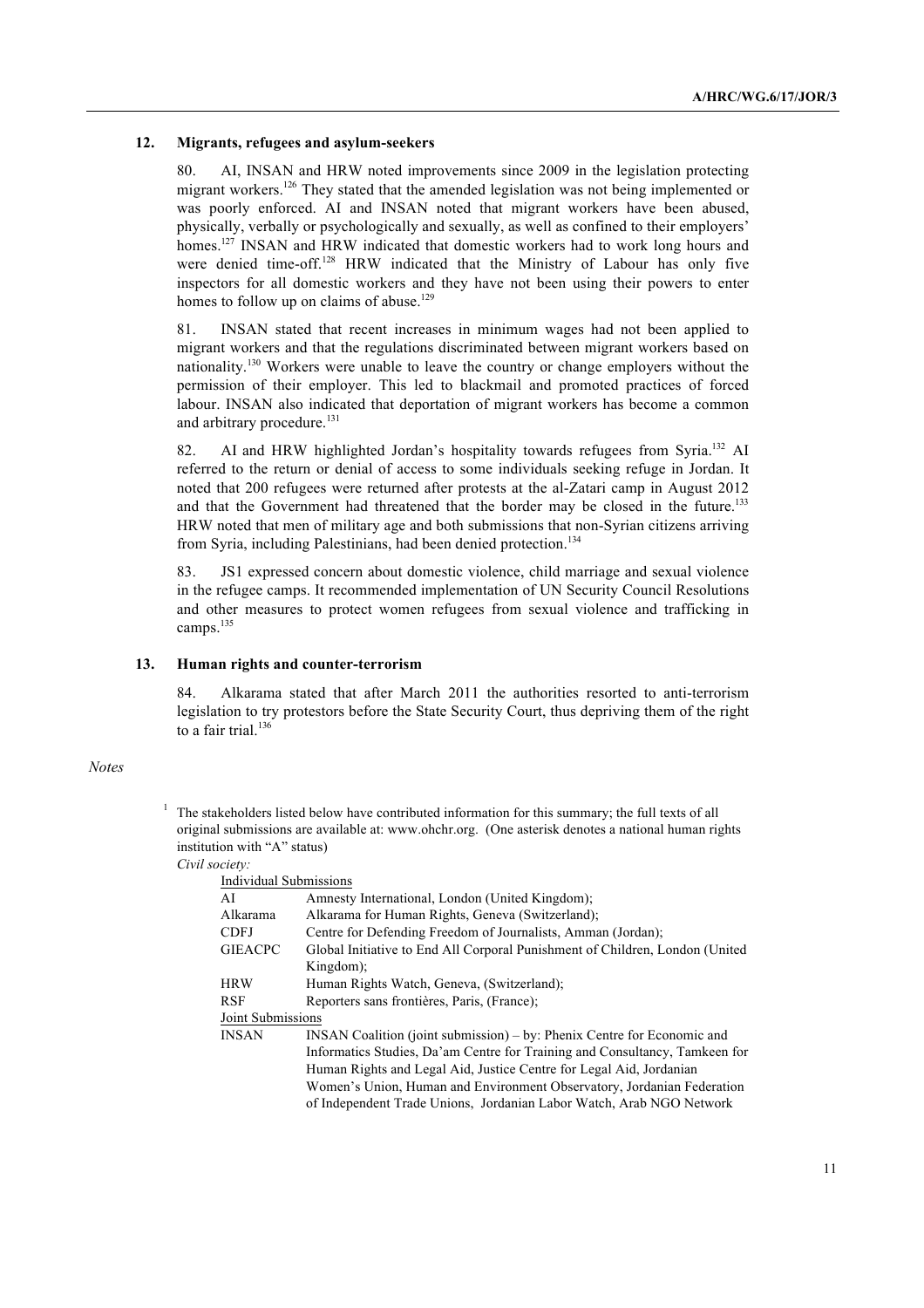### 12. Migrants, refugees and asylum-seekers

80. AI, INSAN and HRW noted improvements since 2009 in the legislation protecting migrant workers.[126] They stated that the amended legislation was not being implemented or was poorly enforced. AI and INSAN noted that migrant workers have been abused, physically, verbally or psychologically and sexually, as well as confined to their employers' homes.[127] INSAN and HRW indicated that domestic workers had to work long hours and were denied time-off.[128] HRW indicated that the Ministry of Labour has only five inspectors for all domestic workers and they have not been using their powers to enter homes to follow up on claims of abuse.[129]

81. INSAN stated that recent increases in minimum wages had not been applied to migrant workers and that the regulations discriminated between migrant workers based on nationality.[130] Workers were unable to leave the country or change employers without the permission of their employer. This led to blackmail and promoted practices of forced labour. INSAN also indicated that deportation of migrant workers has become a common and arbitrary procedure.[131]

82. AI and HRW highlighted Jordan's hospitality towards refugees from Syria.[132] AI referred to the return or denial of access to some individuals seeking refuge in Jordan. It noted that 200 refugees were returned after protests at the al-Zatari camp in August 2012 and that the Government had threatened that the border may be closed in the future.[133] HRW noted that men of military age and both submissions that non-Syrian citizens arriving from Syria, including Palestinians, had been denied protection.[134]

83. JS1 expressed concern about domestic violence, child marriage and sexual violence in the refugee camps. It recommended implementation of UN Security Council Resolutions and other measures to protect women refugees from sexual violence and trafficking in camps.[135]

### 13. Human rights and counter-terrorism

84. Alkarama stated that after March 2011 the authorities resorted to anti-terrorism legislation to try protestors before the State Security Court, thus depriving them of the right to a fair trial.[136]

*Notes*

[1] The stakeholders listed below have contributed information for this summary; the full texts of all original submissions are available at: www.ohchr.org. (One asterisk denotes a national human rights institution with "A" status)

*Civil society:*

Individual Submissions

| | |
|---|---|
| AI | Amnesty International, London (United Kingdom); |
| Alkarama | Alkarama for Human Rights, Geneva (Switzerland); |
| CDFJ | Centre for Defending Freedom of Journalists, Amman (Jordan); |
| GIEACPC | Global Initiative to End All Corporal Punishment of Children, London (United Kingdom); |
| HRW | Human Rights Watch, Geneva, (Switzerland); |
| RSF | Reporters sans frontières, Paris, (France); |

Joint Submissions

| | |
|---|---|
| INSAN | INSAN Coalition (joint submission) – by: Phenix Centre for Economic and Informatics Studies, Da'am Centre for Training and Consultancy, Tamkeen for Human Rights and Legal Aid, Justice Centre for Legal Aid, Jordanian Women's Union, Human and Environment Observatory, Jordanian Federation of Independent Trade Unions, Jordanian Labor Watch, Arab NGO Network |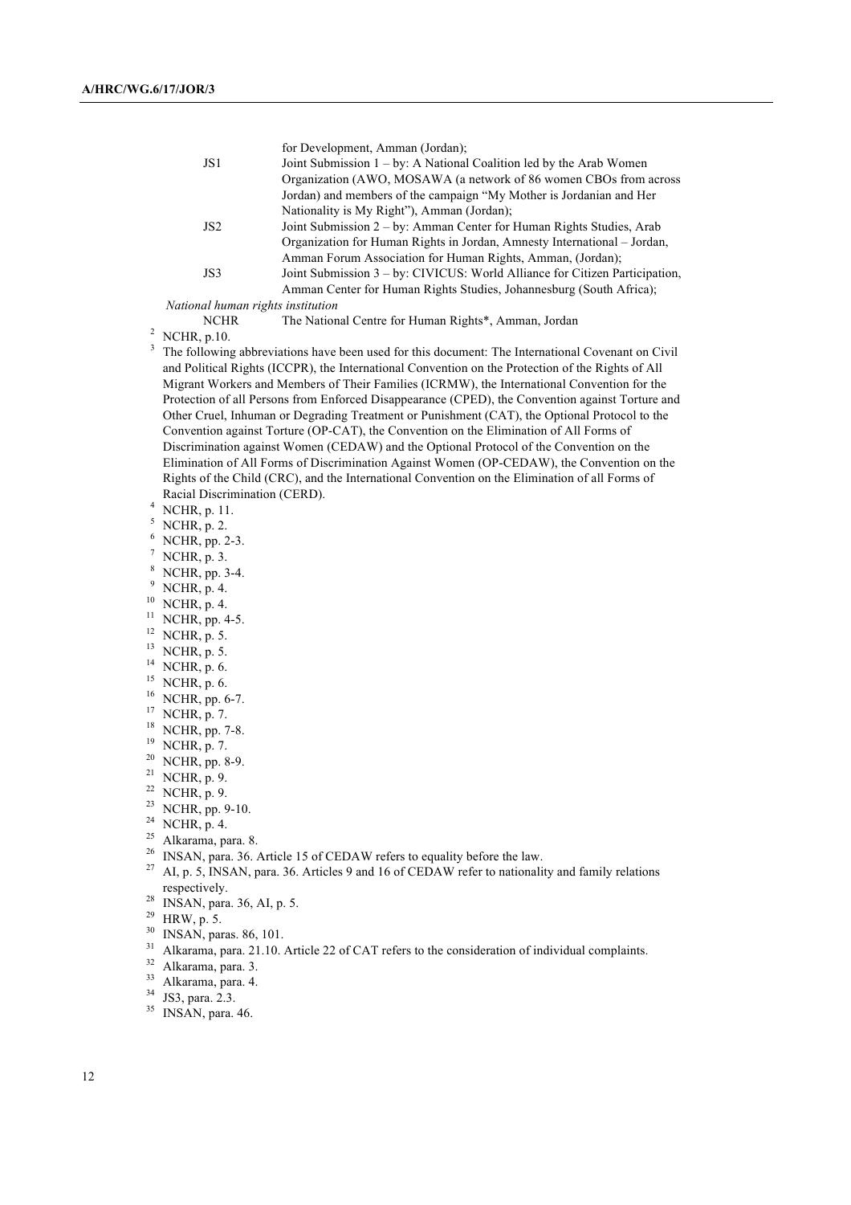|  |  |
|---|---|
|  | for Development, Amman (Jordan); |
| JS1 | Joint Submission 1 – by: A National Coalition led by the Arab Women Organization (AWO, MOSAWA (a network of 86 women CBOs from across Jordan) and members of the campaign "My Mother is Jordanian and Her Nationality is My Right"), Amman (Jordan); |
| JS2 | Joint Submission 2 – by: Amman Center for Human Rights Studies, Arab Organization for Human Rights in Jordan, Amnesty International – Jordan, Amman Forum Association for Human Rights, Amman, (Jordan); |
| JS3 | Joint Submission 3 – by: CIVICUS: World Alliance for Citizen Participation, Amman Center for Human Rights Studies, Johannesburg (South Africa); |

*National human rights institution*

|  |  |
|---|---|
| NCHR | The National Centre for Human Rights*, Amman, Jordan |

[2] NCHR, p.10.

[3] The following abbreviations have been used for this document: The International Covenant on Civil and Political Rights (ICCPR), the International Convention on the Protection of the Rights of All Migrant Workers and Members of Their Families (ICRMW), the International Convention for the Protection of all Persons from Enforced Disappearance (CPED), the Convention against Torture and Other Cruel, Inhuman or Degrading Treatment or Punishment (CAT), the Optional Protocol to the Convention against Torture (OP-CAT), the Convention on the Elimination of All Forms of Discrimination against Women (CEDAW) and the Optional Protocol of the Convention on the Elimination of All Forms of Discrimination Against Women (OP-CEDAW), the Convention on the Rights of the Child (CRC), and the International Convention on the Elimination of all Forms of Racial Discrimination (CERD).

[4] NCHR, p. 11.

[5] NCHR, p. 2.

[6] NCHR, pp. 2-3.

[7] NCHR, p. 3.

[8] NCHR, pp. 3-4.

[9] NCHR, p. 4.

[10] NCHR, p. 4.

[11] NCHR, pp. 4-5.

[12] NCHR, p. 5.

[13] NCHR, p. 5.

[14] NCHR, p. 6.

[15] NCHR, p. 6.

[16] NCHR, pp. 6-7.

[17] NCHR, p. 7.

[18] NCHR, pp. 7-8.

[19] NCHR, p. 7.

[20] NCHR, pp. 8-9.

[21] NCHR, p. 9.

[22] NCHR, p. 9.

[23] NCHR, pp. 9-10.

[24] NCHR, p. 4.

[25] Alkarama, para. 8.

[26] INSAN, para. 36. Article 15 of CEDAW refers to equality before the law.

[27] AI, p. 5, INSAN, para. 36. Articles 9 and 16 of CEDAW refer to nationality and family relations respectively.

[28] INSAN, para. 36, AI, p. 5.

[29] HRW, p. 5.

[30] INSAN, paras. 86, 101.

[31] Alkarama, para. 21.10. Article 22 of CAT refers to the consideration of individual complaints.

[32] Alkarama, para. 3.

[33] Alkarama, para. 4.

[34] JS3, para. 2.3.

[35] INSAN, para. 46.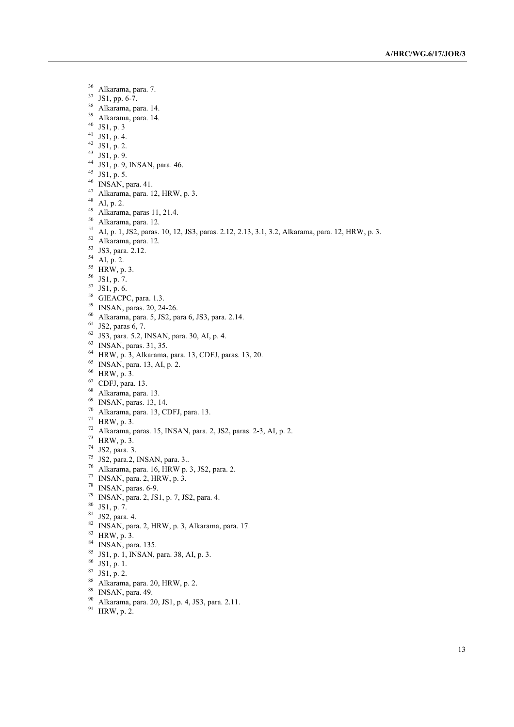[36] Alkarama, para. 7.

[37] JS1, pp. 6-7.

[38] Alkarama, para. 14.

[39] Alkarama, para. 14.

[40] JS1, p. 3

[41] JS1, p. 4.

[42] JS1, p. 2.

[43] JS1, p. 9.

[44] JS1, p. 9, INSAN, para. 46.

[45] JS1, p. 5.

[46] INSAN, para. 41.

[47] Alkarama, para. 12, HRW, p. 3.

[48] AI, p. 2.

[49] Alkarama, paras 11, 21.4.

[50] Alkarama, para. 12.

[51] AI, p. 1, JS2, paras. 10, 12, JS3, paras. 2.12, 2.13, 3.1, 3.2, Alkarama, para. 12, HRW, p. 3.

[52] Alkarama, para. 12.

[53] JS3, para. 2.12.

[54] AI, p. 2.

[55] HRW, p. 3.

[56] JS1, p. 7.

[57] JS1, p. 6.

[58] GIEACPC, para. 1.3.

[59] INSAN, paras. 20, 24-26.

[60] Alkarama, para. 5, JS2, para 6, JS3, para. 2.14.

[61] JS2, paras 6, 7.

[62] JS3, para. 5.2, INSAN, para. 30, AI, p. 4.

[63] INSAN, paras. 31, 35.

[64] HRW, p. 3, Alkarama, para. 13, CDFJ, paras. 13, 20.

[65] INSAN, para. 13, AI, p. 2.

[66] HRW, p. 3.

[67] CDFJ, para. 13.

[68] Alkarama, para. 13.

[69] INSAN, paras. 13, 14.

[70] Alkarama, para. 13, CDFJ, para. 13.

[71] HRW, p. 3.

[72] Alkarama, paras. 15, INSAN, para. 2, JS2, paras. 2-3, AI, p. 2.

[73] HRW, p. 3.

[74] JS2, para. 3.

[75] JS2, para.2, INSAN, para. 3..

[76] Alkarama, para. 16, HRW p. 3, JS2, para. 2.

[77] INSAN, para. 2, HRW, p. 3.

[78] INSAN, paras. 6-9.

[79] INSAN, para. 2, JS1, p. 7, JS2, para. 4.

[80] JS1, p. 7.

[81] JS2, para. 4.

[82] INSAN, para. 2, HRW, p. 3, Alkarama, para. 17.

[83] HRW, p. 3.

[84] INSAN, para. 135.

[85] JS1, p. 1, INSAN, para. 38, AI, p. 3.

[86] JS1, p. 1.

[87] JS1, p. 2.

[88] Alkarama, para. 20, HRW, p. 2.

[89] INSAN, para. 49.

[90] Alkarama, para. 20, JS1, p. 4, JS3, para. 2.11.

[91] HRW, p. 2.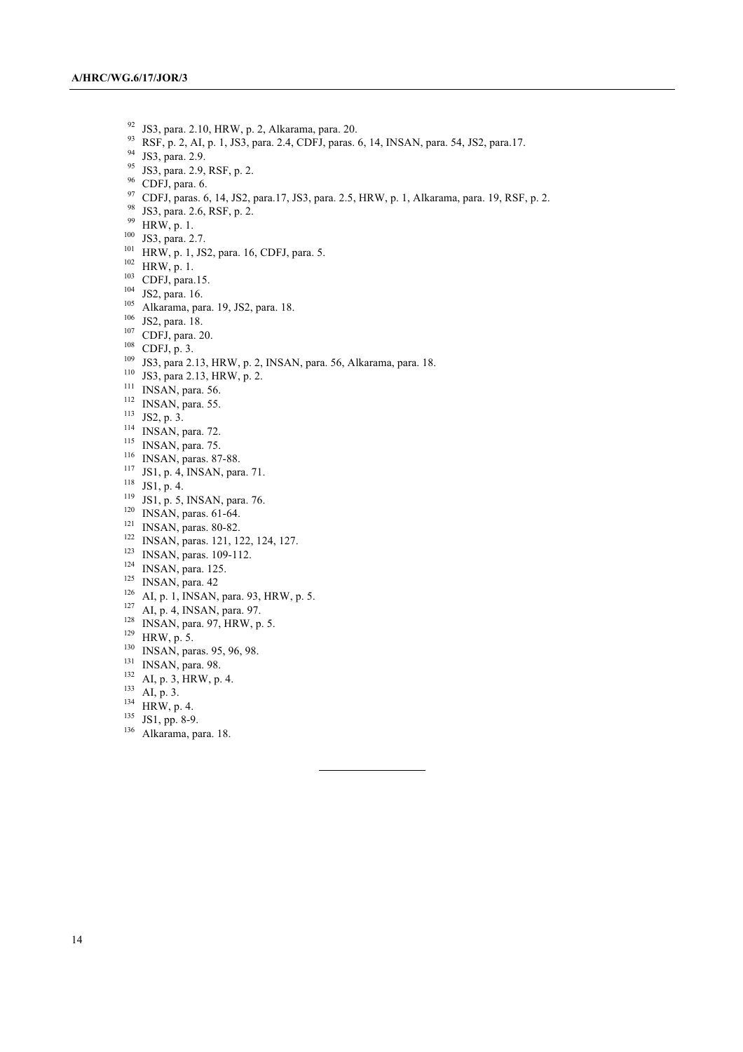[92] JS3, para. 2.10, HRW, p. 2, Alkarama, para. 20.
[93] RSF, p. 2, AI, p. 1, JS3, para. 2.4, CDFJ, paras. 6, 14, INSAN, para. 54, JS2, para.17.
[94] JS3, para. 2.9.
[95] JS3, para. 2.9, RSF, p. 2.
[96] CDFJ, para. 6.
[97] CDFJ, paras. 6, 14, JS2, para.17, JS3, para. 2.5, HRW, p. 1, Alkarama, para. 19, RSF, p. 2.
[98] JS3, para. 2.6, RSF, p. 2.
[99] HRW, p. 1.
[100] JS3, para. 2.7.
[101] HRW, p. 1, JS2, para. 16, CDFJ, para. 5.
[102] HRW, p. 1.
[103] CDFJ, para.15.
[104] JS2, para. 16.
[105] Alkarama, para. 19, JS2, para. 18.
[106] JS2, para. 18.
[107] CDFJ, para. 20.
[108] CDFJ, p. 3.
[109] JS3, para 2.13, HRW, p. 2, INSAN, para. 56, Alkarama, para. 18.
[110] JS3, para 2.13, HRW, p. 2.
[111] INSAN, para. 56.
[112] INSAN, para. 55.
[113] JS2, p. 3.
[114] INSAN, para. 72.
[115] INSAN, para. 75.
[116] INSAN, paras. 87-88.
[117] JS1, p. 4, INSAN, para. 71.
[118] JS1, p. 4.
[119] JS1, p. 5, INSAN, para. 76.
[120] INSAN, paras. 61-64.
[121] INSAN, paras. 80-82.
[122] INSAN, paras. 121, 122, 124, 127.
[123] INSAN, paras. 109-112.
[124] INSAN, para. 125.
[125] INSAN, para. 42
[126] AI, p. 1, INSAN, para. 93, HRW, p. 5.
[127] AI, p. 4, INSAN, para. 97.
[128] INSAN, para. 97, HRW, p. 5.
[129] HRW, p. 5.
[130] INSAN, paras. 95, 96, 98.
[131] INSAN, para. 98.
[132] AI, p. 3, HRW, p. 4.
[133] AI, p. 3.
[134] HRW, p. 4.
[135] JS1, pp. 8-9.
[136] Alkarama, para. 18.